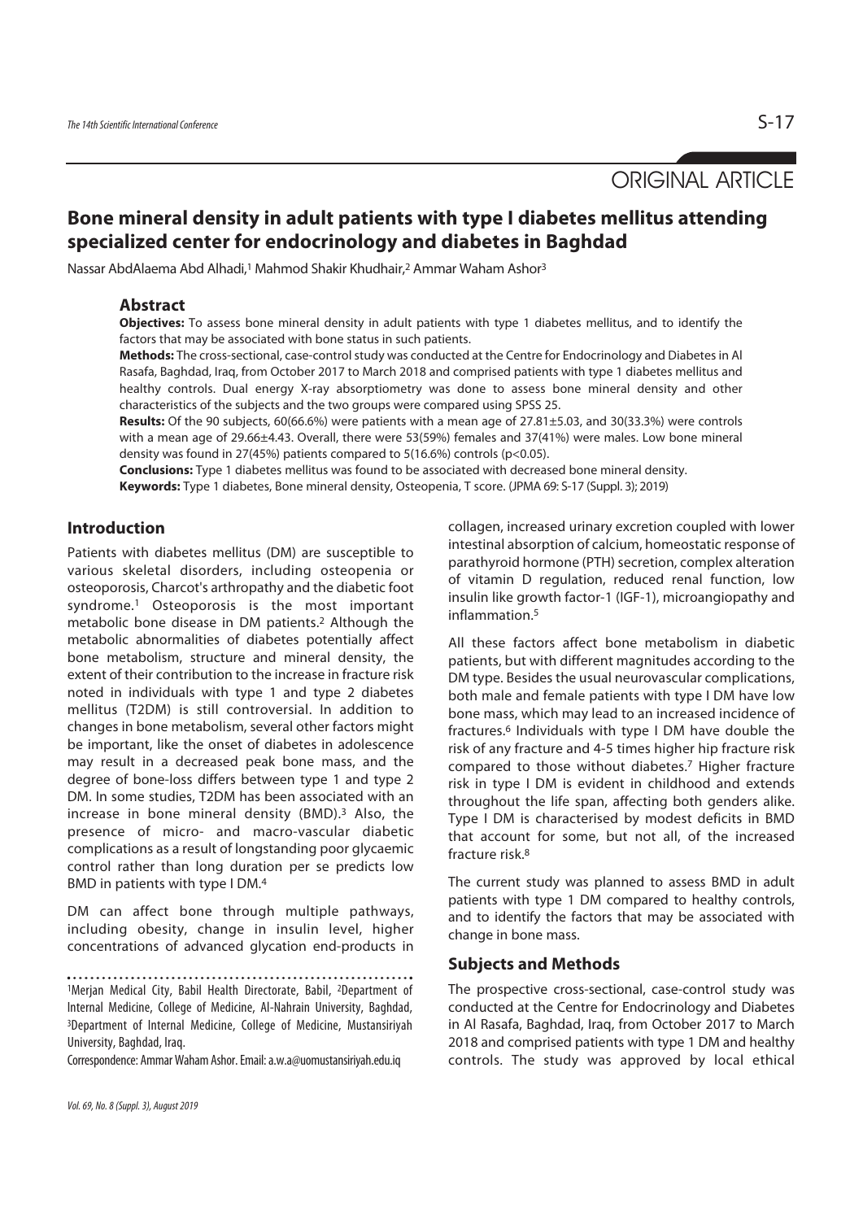ORIGINAL ARTICLE

# Bone mineral density in adult patients with type I diabetes mellitus attending specialized center for endocrinology and diabetes in Baghdad

Nassar AbdAlaema Abd Alhadi,[1] Mahmod Shakir Khudhair,[2] Ammar Waham Ashor[3]

## Abstract

**Objectives:** To assess bone mineral density in adult patients with type 1 diabetes mellitus, and to identify the factors that may be associated with bone status in such patients.

**Methods:** The cross-sectional, case-control study was conducted at the Centre for Endocrinology and Diabetes in Al Rasafa, Baghdad, Iraq, from October 2017 to March 2018 and comprised patients with type 1 diabetes mellitus and healthy controls. Dual energy X-ray absorptiometry was done to assess bone mineral density and other characteristics of the subjects and the two groups were compared using SPSS 25.

**Results:** Of the 90 subjects, 60(66.6%) were patients with a mean age of 27.81±5.03, and 30(33.3%) were controls with a mean age of 29.66±4.43. Overall, there were 53(59%) females and 37(41%) were males. Low bone mineral density was found in 27(45%) patients compared to 5(16.6%) controls ($p<0.05$).

**Conclusions:** Type 1 diabetes mellitus was found to be associated with decreased bone mineral density.

**Keywords:** Type 1 diabetes, Bone mineral density, Osteopenia, T score. (JPMA 69: S-17 (Suppl. 3); 2019)

## Introduction

Patients with diabetes mellitus (DM) are susceptible to various skeletal disorders, including osteopenia or osteoporosis, Charcot's arthropathy and the diabetic foot syndrome.[1] Osteoporosis is the most important metabolic bone disease in DM patients.[2] Although the metabolic abnormalities of diabetes potentially affect bone metabolism, structure and mineral density, the extent of their contribution to the increase in fracture risk noted in individuals with type 1 and type 2 diabetes mellitus (T2DM) is still controversial. In addition to changes in bone metabolism, several other factors might be important, like the onset of diabetes in adolescence may result in a decreased peak bone mass, and the degree of bone-loss differs between type 1 and type 2 DM. In some studies, T2DM has been associated with an increase in bone mineral density (BMD).[3] Also, the presence of micro- and macro-vascular diabetic complications as a result of longstanding poor glycaemic control rather than long duration per se predicts low BMD in patients with type I DM.[4]

DM can affect bone through multiple pathways, including obesity, change in insulin level, higher concentrations of advanced glycation end-products in collagen, increased urinary excretion coupled with lower intestinal absorption of calcium, homeostatic response of parathyroid hormone (PTH) secretion, complex alteration of vitamin D regulation, reduced renal function, low insulin like growth factor-1 (IGF-1), microangiopathy and inflammation.[5]

All these factors affect bone metabolism in diabetic patients, but with different magnitudes according to the DM type. Besides the usual neurovascular complications, both male and female patients with type I DM have low bone mass, which may lead to an increased incidence of fractures.[6] Individuals with type I DM have double the risk of any fracture and 4-5 times higher hip fracture risk compared to those without diabetes.[7] Higher fracture risk in type I DM is evident in childhood and extends throughout the life span, affecting both genders alike. Type I DM is characterised by modest deficits in BMD that account for some, but not all, of the increased fracture risk.[8]

The current study was planned to assess BMD in adult patients with type 1 DM compared to healthy controls, and to identify the factors that may be associated with change in bone mass.

## Subjects and Methods

The prospective cross-sectional, case-control study was conducted at the Centre for Endocrinology and Diabetes in Al Rasafa, Baghdad, Iraq, from October 2017 to March 2018 and comprised patients with type 1 DM and healthy controls. The study was approved by local ethical

---

[1]Merjan Medical City, Babil Health Directorate, Babil, [2]Department of Internal Medicine, College of Medicine, Al-Nahrain University, Baghdad, [3]Department of Internal Medicine, College of Medicine, Mustansiriyah University, Baghdad, Iraq.

Correspondence: Ammar Waham Ashor. Email: a.w.a@uomustansiriyah.edu.iq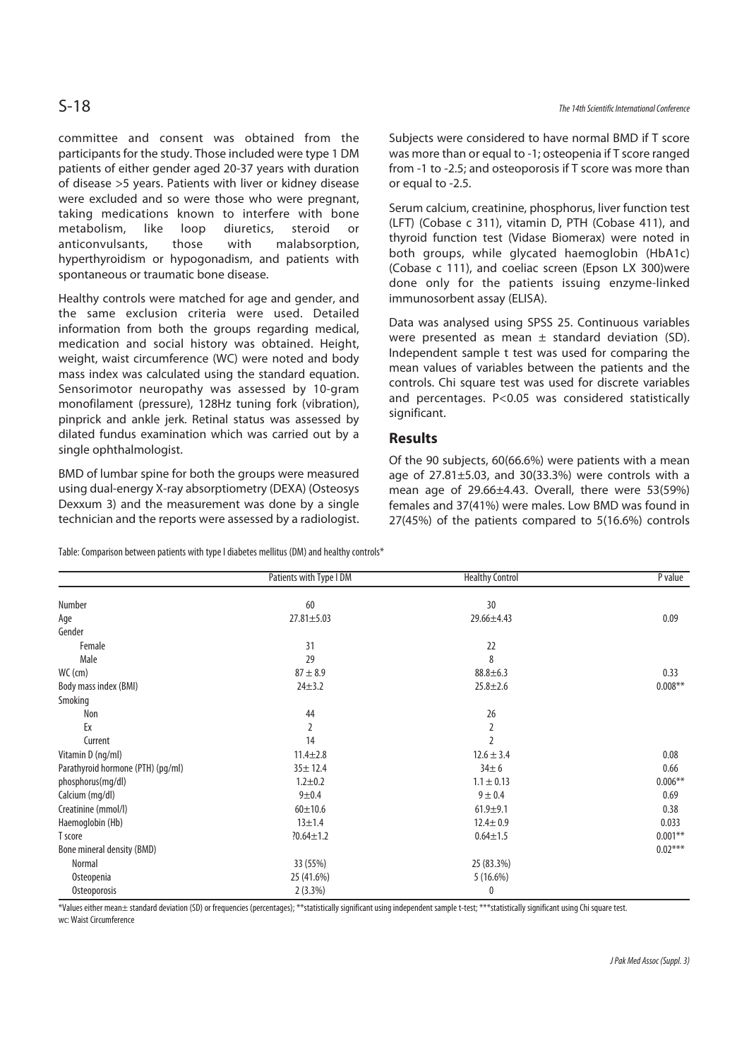committee and consent was obtained from the participants for the study. Those included were type 1 DM patients of either gender aged 20-37 years with duration of disease >5 years. Patients with liver or kidney disease were excluded and so were those who were pregnant, taking medications known to interfere with bone metabolism, like loop diuretics, steroid or anticonvulsants, those with malabsorption, hyperthyroidism or hypogonadism, and patients with spontaneous or traumatic bone disease.

Healthy controls were matched for age and gender, and the same exclusion criteria were used. Detailed information from both the groups regarding medical, medication and social history was obtained. Height, weight, waist circumference (WC) were noted and body mass index was calculated using the standard equation. Sensorimotor neuropathy was assessed by 10-gram monofilament (pressure), 128Hz tuning fork (vibration), pinprick and ankle jerk. Retinal status was assessed by dilated fundus examination which was carried out by a single ophthalmologist.

BMD of lumbar spine for both the groups were measured using dual-energy X-ray absorptiometry (DEXA) (Osteosys Dexxum 3) and the measurement was done by a single technician and the reports were assessed by a radiologist. Subjects were considered to have normal BMD if T score was more than or equal to -1; osteopenia if T score ranged from -1 to -2.5; and osteoporosis if T score was more than or equal to -2.5.

Serum calcium, creatinine, phosphorus, liver function test (LFT) (Cobase c 311), vitamin D, PTH (Cobase 411), and thyroid function test (Vidase Biomerax) were noted in both groups, while glycated haemoglobin (HbA1c) (Cobase c 111), and coeliac screen (Epson LX 300)were done only for the patients issuing enzyme-linked immunosorbent assay (ELISA).

Data was analysed using SPSS 25. Continuous variables were presented as mean ± standard deviation (SD). Independent sample t test was used for comparing the mean values of variables between the patients and the controls. Chi square test was used for discrete variables and percentages. P<0.05 was considered statistically significant.

## Results

Of the 90 subjects, 60(66.6%) were patients with a mean age of 27.81±5.03, and 30(33.3%) were controls with a mean age of 29.66±4.43. Overall, there were 53(59%) females and 37(41%) were males. Low BMD was found in 27(45%) of the patients compared to 5(16.6%) controls

Table: Comparison between patients with type I diabetes mellitus (DM) and healthy controls*

| | Patients with Type I DM | Healthy Control | P value |
|---|---|---|---|
| Number | 60 | 30 | |
| Age | 27.81±5.03 | 29.66±4.43 | 0.09 |
| Gender | | | |
| Female | 31 | 22 | |
| Male | 29 | 8 | |
| WC (cm) | 87 ± 8.9 | 88.8±6.3 | 0.33 |
| Body mass index (BMI) | 24±3.2 | 25.8±2.6 | 0.008** |
| Smoking | | | |
| Non | 44 | 26 | |
| Ex | 2 | 2 | |
| Current | 14 | 2 | |
| Vitamin D (ng/ml) | 11.4±2.8 | 12.6 ± 3.4 | 0.08 |
| Parathyroid hormone (PTH) (pg/ml) | 35± 12.4 | 34± 6 | 0.66 |
| phosphorus(mg/dl) | 1.2±0.2 | 1.1 ± 0.13 | 0.006** |
| Calcium (mg/dl) | 9±0.4 | 9 ± 0.4 | 0.69 |
| Creatinine (mmol/l) | 60±10.6 | 61.9±9.1 | 0.38 |
| Haemoglobin (Hb) | 13±1.4 | 12.4± 0.9 | 0.033 |
| T score | ?0.64±1.2 | 0.64±1.5 | 0.001** |
| Bone mineral density (BMD) | | | 0.02*** |
| Normal | 33 (55%) | 25 (83.3%) | |
| Osteopenia | 25 (41.6%) | 5 (16.6%) | |
| Osteoporosis | 2 (3.3%) | 0 | |

*Values either mean± standard deviation (SD) or frequencies (percentages); **statistically significant using independent sample t-test; ***statistically significant using Chi square test.
wc: Waist Circumference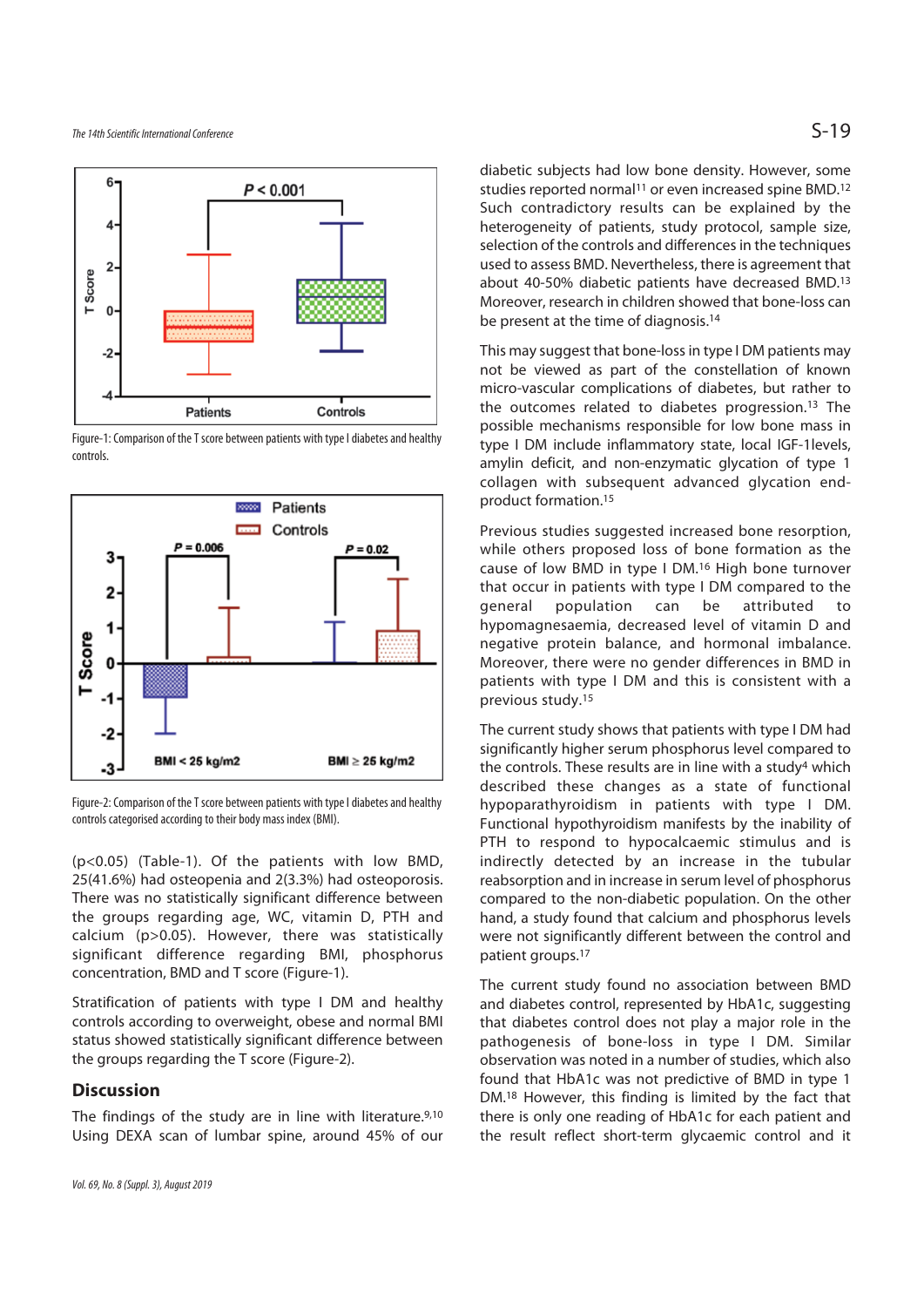Figure-1: Comparison of the T score between patients with type I diabetes and healthy controls.

Figure-2: Comparison of the T score between patients with type I diabetes and healthy controls categorised according to their body mass index (BMI).

($p<0.05$) (Table-1). Of the patients with low BMD, 25(41.6%) had osteopenia and 2(3.3%) had osteoporosis. There was no statistically significant difference between the groups regarding age, WC, vitamin D, PTH and calcium ($p>0.05$). However, there was statistically significant difference regarding BMI, phosphorus concentration, BMD and T score (Figure-1).

Stratification of patients with type I DM and healthy controls according to overweight, obese and normal BMI status showed statistically significant difference between the groups regarding the T score (Figure-2).

## Discussion

The findings of the study are in line with literature.[9,10] Using DEXA scan of lumbar spine, around 45% of our diabetic subjects had low bone density. However, some studies reported normal[11] or even increased spine BMD.[12] Such contradictory results can be explained by the heterogeneity of patients, study protocol, sample size, selection of the controls and differences in the techniques used to assess BMD. Nevertheless, there is agreement that about 40-50% diabetic patients have decreased BMD.[13] Moreover, research in children showed that bone-loss can be present at the time of diagnosis.[14]

This may suggest that bone-loss in type I DM patients may not be viewed as part of the constellation of known micro-vascular complications of diabetes, but rather to the outcomes related to diabetes progression.[13] The possible mechanisms responsible for low bone mass in type I DM include inflammatory state, local IGF-1levels, amylin deficit, and non-enzymatic glycation of type 1 collagen with subsequent advanced glycation end-product formation.[15]

Previous studies suggested increased bone resorption, while others proposed loss of bone formation as the cause of low BMD in type I DM.[16] High bone turnover that occur in patients with type I DM compared to the general population can be attributed to hypomagnesaemia, decreased level of vitamin D and negative protein balance, and hormonal imbalance. Moreover, there were no gender differences in BMD in patients with type I DM and this is consistent with a previous study.[15]

The current study shows that patients with type I DM had significantly higher serum phosphorus level compared to the controls. These results are in line with a study[4] which described these changes as a state of functional hypoparathyroidism in patients with type I DM. Functional hypothyroidism manifests by the inability of PTH to respond to hypocalcaemic stimulus and is indirectly detected by an increase in the tubular reabsorption and in increase in serum level of phosphorus compared to the non-diabetic population. On the other hand, a study found that calcium and phosphorus levels were not significantly different between the control and patient groups.[17]

The current study found no association between BMD and diabetes control, represented by HbA1c, suggesting that diabetes control does not play a major role in the pathogenesis of bone-loss in type I DM. Similar observation was noted in a number of studies, which also found that HbA1c was not predictive of BMD in type 1 DM.[18] However, this finding is limited by the fact that there is only one reading of HbA1c for each patient and the result reflect short-term glycaemic control and it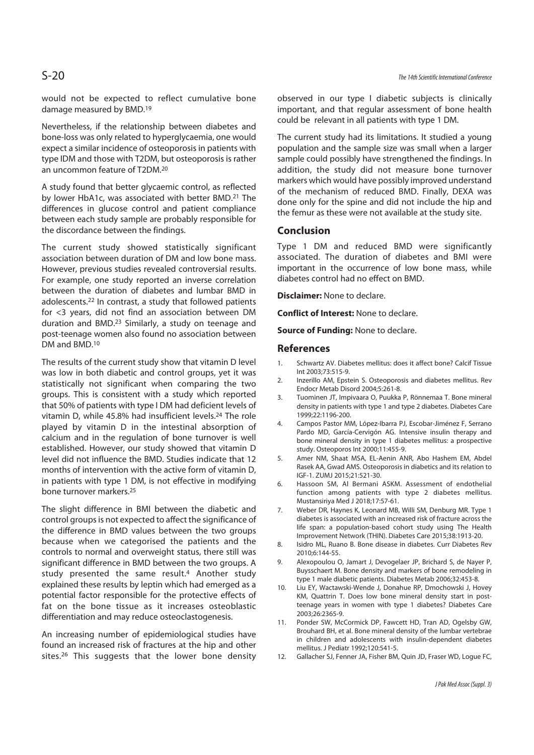would not be expected to reflect cumulative bone damage measured by BMD.[19]

Nevertheless, if the relationship between diabetes and bone-loss was only related to hyperglycaemia, one would expect a similar incidence of osteoporosis in patients with type IDM and those with T2DM, but osteoporosis is rather an uncommon feature of T2DM.[20]

A study found that better glycaemic control, as reflected by lower HbA1c, was associated with better BMD.[21] The differences in glucose control and patient compliance between each study sample are probably responsible for the discordance between the findings.

The current study showed statistically significant association between duration of DM and low bone mass. However, previous studies revealed controversial results. For example, one study reported an inverse correlation between the duration of diabetes and lumbar BMD in adolescents.[22] In contrast, a study that followed patients for <3 years, did not find an association between DM duration and BMD.[23] Similarly, a study on teenage and post-teenage women also found no association between DM and BMD.[10]

The results of the current study show that vitamin D level was low in both diabetic and control groups, yet it was statistically not significant when comparing the two groups. This is consistent with a study which reported that 50% of patients with type I DM had deficient levels of vitamin D, while 45.8% had insufficient levels.[24] The role played by vitamin D in the intestinal absorption of calcium and in the regulation of bone turnover is well established. However, our study showed that vitamin D level did not influence the BMD. Studies indicate that 12 months of intervention with the active form of vitamin D, in patients with type 1 DM, is not effective in modifying bone turnover markers.[25]

The slight difference in BMI between the diabetic and control groups is not expected to affect the significance of the difference in BMD values between the two groups because when we categorised the patients and the controls to normal and overweight status, there still was significant difference in BMD between the two groups. A study presented the same result.[4] Another study explained these results by leptin which had emerged as a potential factor responsible for the protective effects of fat on the bone tissue as it increases osteoblastic differentiation and may reduce osteoclastogenesis.

An increasing number of epidemiological studies have found an increased risk of fractures at the hip and other sites.[26] This suggests that the lower bone density observed in our type I diabetic subjects is clinically important, and that regular assessment of bone health could be relevant in all patients with type 1 DM.

The current study had its limitations. It studied a young population and the sample size was small when a larger sample could possibly have strengthened the findings. In addition, the study did not measure bone turnover markers which would have possibly improved understand of the mechanism of reduced BMD. Finally, DEXA was done only for the spine and did not include the hip and the femur as these were not available at the study site.

## Conclusion

Type 1 DM and reduced BMD were significantly associated. The duration of diabetes and BMI were important in the occurrence of low bone mass, while diabetes control had no effect on BMD.

**Disclaimer:** None to declare.

**Conflict of Interest:** None to declare.

**Source of Funding:** None to declare.

## References

1. Schwartz AV. Diabetes mellitus: does it affect bone? Calcif Tissue Int 2003;73:515-9.
2. Inzerillo AM, Epstein S. Osteoporosis and diabetes mellitus. Rev Endocr Metab Disord 2004;5:261-8.
3. Tuominen JT, Impivaara O, Puukka P, Rönnemaa T. Bone mineral density in patients with type 1 and type 2 diabetes. Diabetes Care 1999;22:1196-200.
4. Campos Pastor MM, López-Ibarra PJ, Escobar-Jiménez F, Serrano Pardo MD, García-Cervigón AG. Intensive insulin therapy and bone mineral density in type 1 diabetes mellitus: a prospective study. Osteoporos Int 2000;11:455-9.
5. Amer NM, Shaat MSA, EL-Aenin ANR, Abo Hashem EM, Abdel Rasek AA, Gwad AMS. Osteoporosis in diabetics and its relation to IGF-1. ZUMJ 2015;21:521-30.
6. Hassoon SM, Al Bermani ASKM. Assessment of endothelial function among patients with type 2 diabetes mellitus. Mustansiriya Med J 2018;17:57-61.
7. Weber DR, Haynes K, Leonard MB, Willi SM, Denburg MR. Type 1 diabetes is associated with an increased risk of fracture across the life span: a population-based cohort study using The Health Improvement Network (THIN). Diabetes Care 2015;38:1913-20.
8. Isidro ML, Ruano B. Bone disease in diabetes. Curr Diabetes Rev 2010;6:144-55.
9. Alexopoulou O, Jamart J, Devogelaer JP, Brichard S, de Nayer P, Buysschaert M. Bone density and markers of bone remodeling in type 1 male diabetic patients. Diabetes Metab 2006;32:453-8.
10. Liu EY, Wactawski-Wende J, Donahue RP, Dmochowski J, Hovey KM, Quattrin T. Does low bone mineral density start in post-teenage years in women with type 1 diabetes? Diabetes Care 2003;26:2365-9.
11. Ponder SW, McCormick DP, Fawcett HD, Tran AD, Ogelsby GW, Brouhard BH, et al. Bone mineral density of the lumbar vertebrae in children and adolescents with insulin-dependent diabetes mellitus. J Pediatr 1992;120:541-5.
12. Gallacher SJ, Fenner JA, Fisher BM, Quin JD, Fraser WD, Logue FC,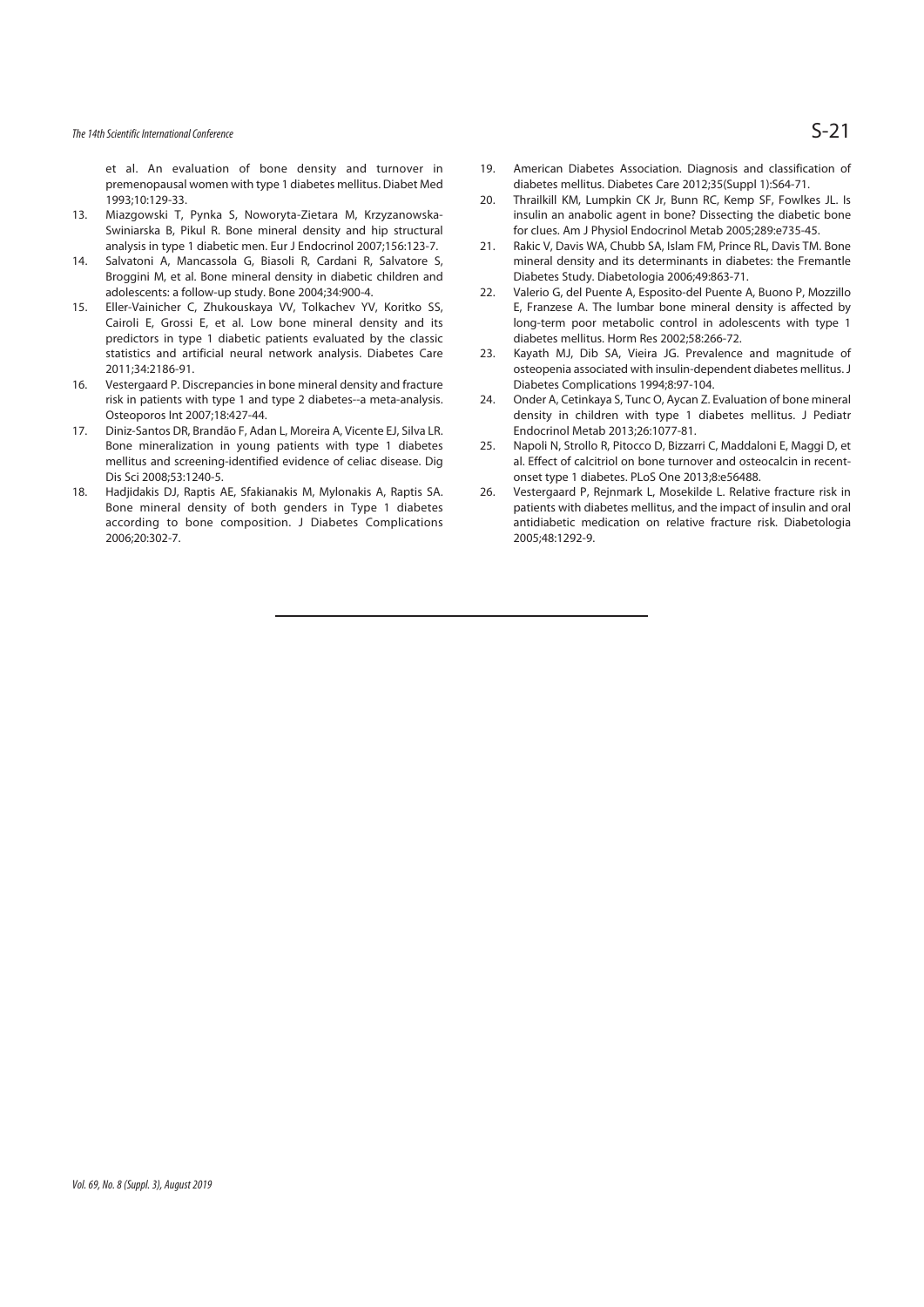et al. An evaluation of bone density and turnover in premenopausal women with type 1 diabetes mellitus. Diabet Med 1993;10:129-33.

13. Miazgowski T, Pynka S, Noworyta-Zietara M, Krzyzanowska-Swiniarska B, Pikul R. Bone mineral density and hip structural analysis in type 1 diabetic men. Eur J Endocrinol 2007;156:123-7.
14. Salvatoni A, Mancassola G, Biasoli R, Cardani R, Salvatore S, Broggini M, et al. Bone mineral density in diabetic children and adolescents: a follow-up study. Bone 2004;34:900-4.
15. Eller-Vainicher C, Zhukouskaya VV, Tolkachev YV, Koritko SS, Cairoli E, Grossi E, et al. Low bone mineral density and its predictors in type 1 diabetic patients evaluated by the classic statistics and artificial neural network analysis. Diabetes Care 2011;34:2186-91.
16. Vestergaard P. Discrepancies in bone mineral density and fracture risk in patients with type 1 and type 2 diabetes--a meta-analysis. Osteoporos Int 2007;18:427-44.
17. Diniz-Santos DR, Brandão F, Adan L, Moreira A, Vicente EJ, Silva LR. Bone mineralization in young patients with type 1 diabetes mellitus and screening-identified evidence of celiac disease. Dig Dis Sci 2008;53:1240-5.
18. Hadjidakis DJ, Raptis AE, Sfakianakis M, Mylonakis A, Raptis SA. Bone mineral density of both genders in Type 1 diabetes according to bone composition. J Diabetes Complications 2006;20:302-7.
19. American Diabetes Association. Diagnosis and classification of diabetes mellitus. Diabetes Care 2012;35(Suppl 1):S64-71.
20. Thrailkill KM, Lumpkin CK Jr, Bunn RC, Kemp SF, Fowlkes JL. Is insulin an anabolic agent in bone? Dissecting the diabetic bone for clues. Am J Physiol Endocrinol Metab 2005;289:e735-45.
21. Rakic V, Davis WA, Chubb SA, Islam FM, Prince RL, Davis TM. Bone mineral density and its determinants in diabetes: the Fremantle Diabetes Study. Diabetologia 2006;49:863-71.
22. Valerio G, del Puente A, Esposito-del Puente A, Buono P, Mozzillo E, Franzese A. The lumbar bone mineral density is affected by long-term poor metabolic control in adolescents with type 1 diabetes mellitus. Horm Res 2002;58:266-72.
23. Kayath MJ, Dib SA, Vieira JG. Prevalence and magnitude of osteopenia associated with insulin-dependent diabetes mellitus. J Diabetes Complications 1994;8:97-104.
24. Onder A, Cetinkaya S, Tunc O, Aycan Z. Evaluation of bone mineral density in children with type 1 diabetes mellitus. J Pediatr Endocrinol Metab 2013;26:1077-81.
25. Napoli N, Strollo R, Pitocco D, Bizzarri C, Maddaloni E, Maggi D, et al. Effect of calcitriol on bone turnover and osteocalcin in recent-onset type 1 diabetes. PLoS One 2013;8:e56488.
26. Vestergaard P, Rejnmark L, Mosekilde L. Relative fracture risk in patients with diabetes mellitus, and the impact of insulin and oral antidiabetic medication on relative fracture risk. Diabetologia 2005;48:1292-9.